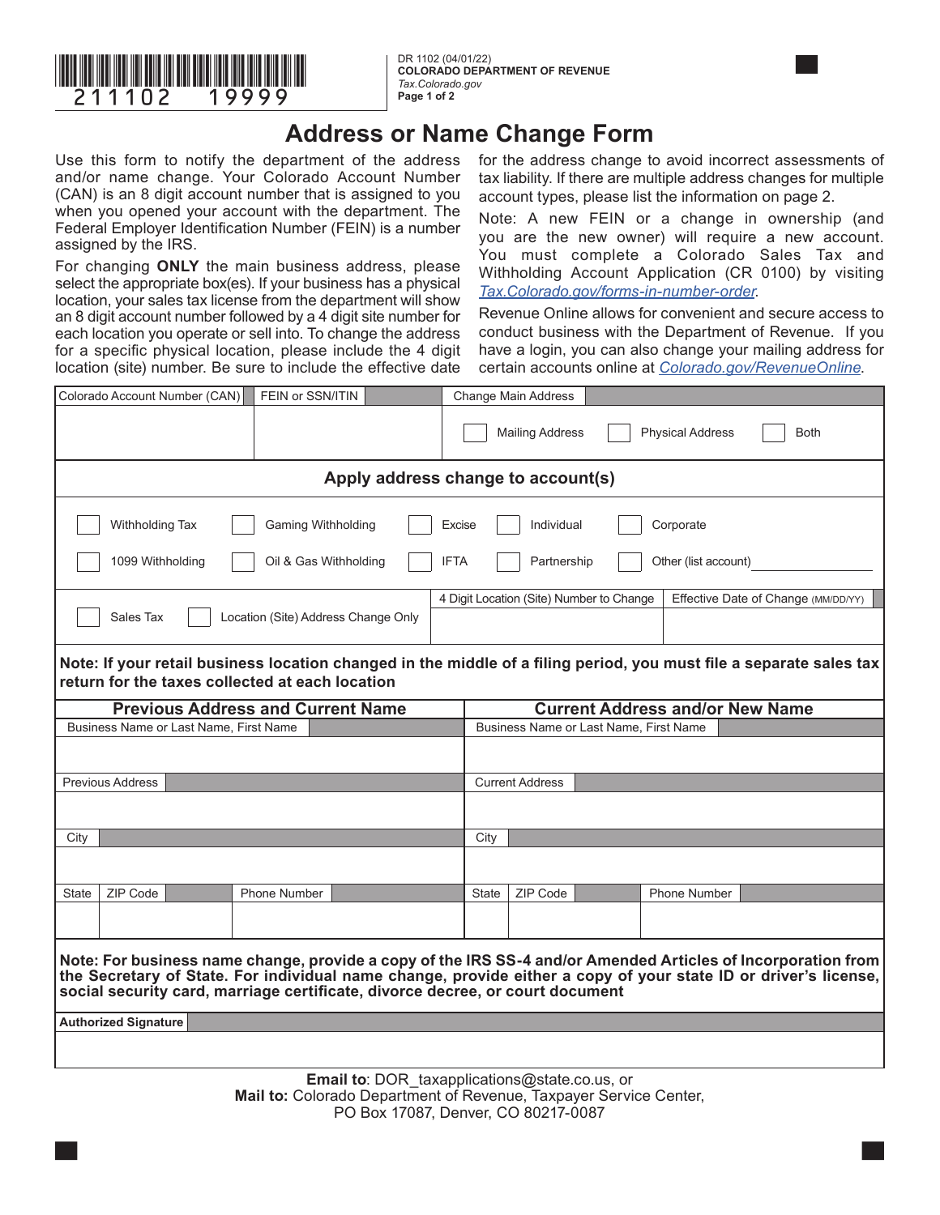211102 19999

DR 1102 (04/01/22)
**COLORADO DEPARTMENT OF REVENUE**
*Tax.Colorado.gov*

# Address or Name Change Form

Use this form to notify the department of the address and/or name change. Your Colorado Account Number (CAN) is an 8 digit account number that is assigned to you when you opened your account with the department. The Federal Employer Identification Number (FEIN) is a number assigned by the IRS.

For changing **ONLY** the main business address, please select the appropriate box(es). If your business has a physical location, your sales tax license from the department will show an 8 digit account number followed by a 4 digit site number for each location you operate or sell into. To change the address for a specific physical location, please include the 4 digit location (site) number. Be sure to include the effective date for the address change to avoid incorrect assessments of tax liability. If there are multiple address changes for multiple account types, please list the information on page 2.

Note: A new FEIN or a change in ownership (and you are the new owner) will require a new account. You must complete a Colorado Sales Tax and Withholding Account Application (CR 0100) by visiting *Tax.Colorado.gov/forms-in-number-order*.

Revenue Online allows for convenient and secure access to conduct business with the Department of Revenue. If you have a login, you can also change your mailing address for certain accounts online at *Colorado.gov/RevenueOnline*.

| Colorado Account Number (CAN) | FEIN or SSN/ITIN | Change Main Address |
|---|---|---|
| | | ☐ Mailing Address ☐ Physical Address ☐ Both |

**Apply address change to account(s)**

☐ Withholding Tax ☐ Gaming Withholding ☐ Excise ☐ Individual ☐ Corporate

☐ 1099 Withholding ☐ Oil & Gas Withholding ☐ IFTA ☐ Partnership ☐ Other (list account) ____________

| | 4 Digit Location (Site) Number to Change | Effective Date of Change (MM/DD/YY) |
|---|---|---|
| ☐ Sales Tax ☐ Location (Site) Address Change Only | | |

**Note: If your retail business location changed in the middle of a filing period, you must file a separate sales tax return for the taxes collected at each location**

| Previous Address and Current Name | | | Current Address and/or New Name | | |
|---|---|---|---|---|---|
| Business Name or Last Name, First Name | | | Business Name or Last Name, First Name | | |
| Previous Address | | | Current Address | | |
| City | | | City | | |
| State | ZIP Code | Phone Number | State | ZIP Code | Phone Number |
| | | | | | |

**Note: For business name change, provide a copy of the IRS SS-4 and/or Amended Articles of Incorporation from the Secretary of State. For individual name change, provide either a copy of your state ID or driver's license, social security card, marriage certificate, divorce decree, or court document**

**Authorized Signature**

**Email to**: DOR_taxapplications@state.co.us, or
**Mail to:** Colorado Department of Revenue, Taxpayer Service Center, PO Box 17087, Denver, CO 80217-0087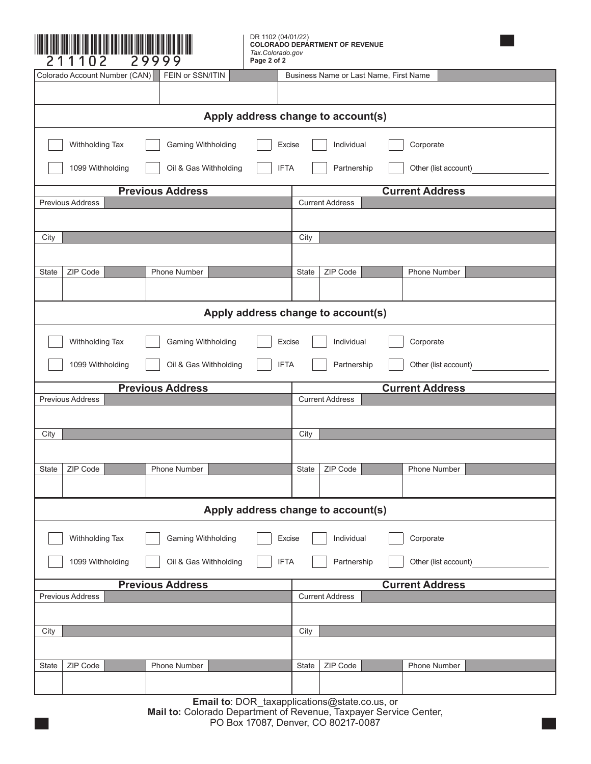| Colorado Account Number (CAN) | FEIN or SSN/ITIN | Business Name or Last Name, First Name |
| --- | --- | --- |
| | | |

## Apply address change to account(s)

- [ ] Withholding Tax
- [ ] Gaming Withholding
- [ ] Excise
- [ ] Individual
- [ ] Corporate
- [ ] 1099 Withholding
- [ ] Oil & Gas Withholding
- [ ] IFTA
- [ ] Partnership
- [ ] Other (list account) ____________

| Previous Address | | | Current Address | | |
| --- | --- | --- | --- | --- | --- |
| Previous Address | | | Current Address | | |
| City | | | City | | |
| State | ZIP Code | Phone Number | State | ZIP Code | Phone Number |
| | | | | | |

## Apply address change to account(s)

- [ ] Withholding Tax
- [ ] Gaming Withholding
- [ ] Excise
- [ ] Individual
- [ ] Corporate
- [ ] 1099 Withholding
- [ ] Oil & Gas Withholding
- [ ] IFTA
- [ ] Partnership
- [ ] Other (list account) ____________

| Previous Address | | | Current Address | | |
| --- | --- | --- | --- | --- | --- |
| Previous Address | | | Current Address | | |
| City | | | City | | |
| State | ZIP Code | Phone Number | State | ZIP Code | Phone Number |
| | | | | | |

## Apply address change to account(s)

- [ ] Withholding Tax
- [ ] Gaming Withholding
- [ ] Excise
- [ ] Individual
- [ ] Corporate
- [ ] 1099 Withholding
- [ ] Oil & Gas Withholding
- [ ] IFTA
- [ ] Partnership
- [ ] Other (list account) ____________

| Previous Address | | | Current Address | | |
| --- | --- | --- | --- | --- | --- |
| Previous Address | | | Current Address | | |
| City | | | City | | |
| State | ZIP Code | Phone Number | State | ZIP Code | Phone Number |
| | | | | | |

**Email to**: DOR_taxapplications@state.co.us, or
**Mail to:** Colorado Department of Revenue, Taxpayer Service Center, PO Box 17087, Denver, CO 80217-0087